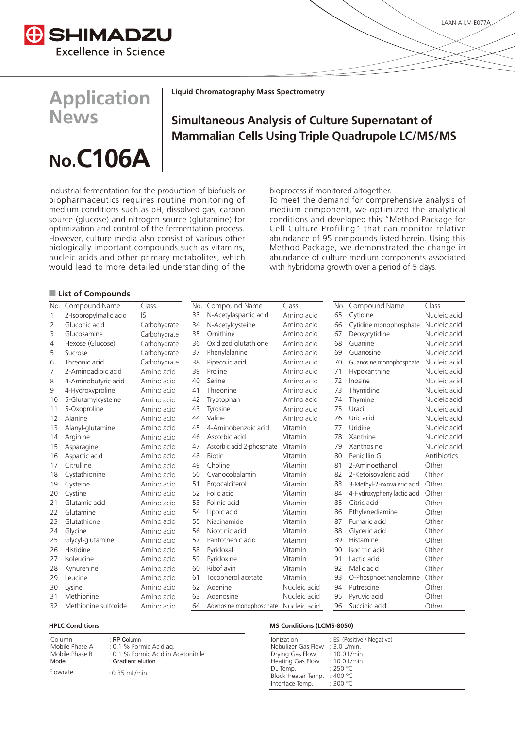SHIMADZU
Excellence in Science

LAAN-A-LM-E077A

# Application News

# No.C106A

**Liquid Chromatography Mass Spectrometry**

## Simultaneous Analysis of Culture Supernatant of Mammalian Cells Using Triple Quadrupole LC/MS/MS

Industrial fermentation for the production of biofuels or biopharmaceutics requires routine monitoring of medium conditions such as pH, dissolved gas, carbon source (glucose) and nitrogen source (glutamine) for optimization and control of the fermentation process. However, culture media also consist of various other biologically important compounds such as vitamins, nucleic acids and other primary metabolites, which would lead to more detailed understanding of the bioprocess if monitored altogether.

To meet the demand for comprehensive analysis of medium component, we optimized the analytical conditions and developed this "Method Package for Cell Culture Profiling" that can monitor relative abundance of 95 compounds listed herein. Using this Method Package, we demonstrated the change in abundance of culture medium components associated with hybridoma growth over a period of 5 days.

### ■ List of Compounds

| No. | Compound Name | Class. | No. | Compound Name | Class. | No. | Compound Name | Class. |
|---|---|---|---|---|---|---|---|---|
| 1 | 2-Isopropylmalic acid | IS | 33 | N-Acetylaspartic acid | Amino acid | 65 | Cytidine | Nucleic acid |
| 2 | Gluconic acid | Carbohydrate | 34 | N-Acetylcysteine | Amino acid | 66 | Cytidine monophosphate | Nucleic acid |
| 3 | Glucosamine | Carbohydrate | 35 | Ornithine | Amino acid | 67 | Deoxycytidine | Nucleic acid |
| 4 | Hexose (Glucose) | Carbohydrate | 36 | Oxidized glutathione | Amino acid | 68 | Guanine | Nucleic acid |
| 5 | Sucrose | Carbohydrate | 37 | Phenylalanine | Amino acid | 69 | Guanosine | Nucleic acid |
| 6 | Threonic acid | Carbohydrate | 38 | Pipecolic acid | Amino acid | 70 | Guanosine monophosphate | Nucleic acid |
| 7 | 2-Aminoadipic acid | Amino acid | 39 | Proline | Amino acid | 71 | Hypoxanthine | Nucleic acid |
| 8 | 4-Aminobutyric acid | Amino acid | 40 | Serine | Amino acid | 72 | Inosine | Nucleic acid |
| 9 | 4-Hydroxyproline | Amino acid | 41 | Threonine | Amino acid | 73 | Thymidine | Nucleic acid |
| 10 | 5-Glutamylcysteine | Amino acid | 42 | Tryptophan | Amino acid | 74 | Thymine | Nucleic acid |
| 11 | 5-Oxoproline | Amino acid | 43 | Tyrosine | Amino acid | 75 | Uracil | Nucleic acid |
| 12 | Alanine | Amino acid | 44 | Valine | Amino acid | 76 | Uric acid | Nucleic acid |
| 13 | Alanyl-glutamine | Amino acid | 45 | 4-Aminobenzoic acid | Vitamin | 77 | Uridine | Nucleic acid |
| 14 | Arginine | Amino acid | 46 | Ascorbic acid | Vitamin | 78 | Xanthine | Nucleic acid |
| 15 | Asparagine | Amino acid | 47 | Ascorbic acid 2-phosphate | Vitamin | 79 | Xanthosine | Nucleic acid |
| 16 | Aspartic acid | Amino acid | 48 | Biotin | Vitamin | 80 | Penicillin G | Antibiotics |
| 17 | Citrulline | Amino acid | 49 | Choline | Vitamin | 81 | 2-Aminoethanol | Other |
| 18 | Cystathionine | Amino acid | 50 | Cyanocobalamin | Vitamin | 82 | 2-Ketoisovaleric acid | Other |
| 19 | Cysteine | Amino acid | 51 | Ergocalciferol | Vitamin | 83 | 3-Methyl-2-oxovaleric acid | Other |
| 20 | Cystine | Amino acid | 52 | Folic acid | Vitamin | 84 | 4-Hydroxyphenyllactic acid | Other |
| 21 | Glutamic acid | Amino acid | 53 | Folinic acid | Vitamin | 85 | Citric acid | Other |
| 22 | Glutamine | Amino acid | 54 | Lipoic acid | Vitamin | 86 | Ethylenediamine | Other |
| 23 | Glutathione | Amino acid | 55 | Niacinamide | Vitamin | 87 | Fumaric acid | Other |
| 24 | Glycine | Amino acid | 56 | Nicotinic acid | Vitamin | 88 | Glyceric acid | Other |
| 25 | Glycyl-glutamine | Amino acid | 57 | Pantothenic acid | Vitamin | 89 | Histamine | Other |
| 26 | Histidine | Amino acid | 58 | Pyridoxal | Vitamin | 90 | Isocitric acid | Other |
| 27 | Isoleucine | Amino acid | 59 | Pyridoxine | Vitamin | 91 | Lactic acid | Other |
| 28 | Kynurenine | Amino acid | 60 | Riboflavin | Vitamin | 92 | Malic acid | Other |
| 29 | Leucine | Amino acid | 61 | Tocopherol acetate | Vitamin | 93 | O-Phosphoethanolamine | Other |
| 30 | Lysine | Amino acid | 62 | Adenine | Nucleic acid | 94 | Putrescine | Other |
| 31 | Methionine | Amino acid | 63 | Adenosine | Nucleic acid | 95 | Pyruvic acid | Other |
| 32 | Methionine sulfoxide | Amino acid | 64 | Adenosine monophosphate | Nucleic acid | 96 | Succinic acid | Other |

#### HPLC Conditions

| | |
|---|---|
| Column | : RP Column |
| Mobile Phase A | : 0.1 % Formic Acid aq. |
| Mobile Phase B | : 0.1 % Formic Acid in Acetonitrile |
| Mode | : Gradient elution |
| Flowrate | : 0.35 mL/min. |

#### MS Conditions (LCMS-8050)

| | |
|---|---|
| Ionization | : ESI (Positive / Negative) |
| Nebulizer Gas Flow | : 3.0 L/min. |
| Drying Gas Flow | : 10.0 L/min. |
| Heating Gas Flow | : 10.0 L/min. |
| DL Temp. | : 250 °C |
| Block Heater Temp. | : 400 °C |
| Interface Temp. | : 300 °C |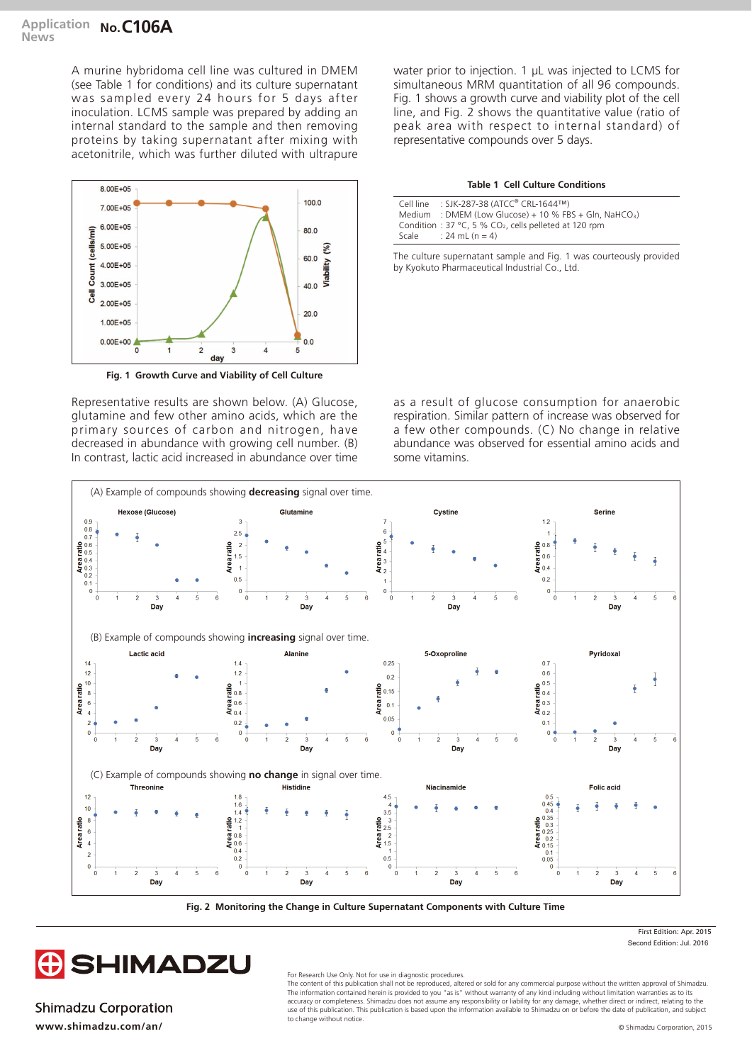A murine hybridoma cell line was cultured in DMEM (see Table 1 for conditions) and its culture supernatant was sampled every 24 hours for 5 days after inoculation. LCMS sample was prepared by adding an internal standard to the sample and then removing proteins by taking supernatant after mixing with acetonitrile, which was further diluted with ultrapure water prior to injection. 1 µL was injected to LCMS for simultaneous MRM quantitation of all 96 compounds. Fig. 1 shows a growth curve and viability plot of the cell line, and Fig. 2 shows the quantitative value (ratio of peak area with respect to internal standard) of representative compounds over 5 days.

8.00E+05
7.00E+05
6.00E+05
5.00E+05
4.00E+05
3.00E+05
2.00E+05
1.00E+05
0.00E+00
Cell Count (cells/ml)
100.0
80.0
60.0
40.0
20.0
0.0
Viability (%)
0 1 2 3 4 5
day

**Fig. 1 Growth Curve and Viability of Cell Culture**

**Table 1 Cell Culture Conditions**

| | |
|---|---|
| Cell line | : SJK-287-38 (ATCC® CRL-1644™) |
| Medium | : DMEM (Low Glucose) + 10 % FBS + Gln, $NaHCO_3$) |
| Condition | : 37 °C, 5 % $CO_2$, cells pelleted at 120 rpm |
| Scale | : 24 mL (n = 4) |

The culture supernatant sample and Fig. 1 was courteously provided by Kyokuto Pharmaceutical Industrial Co., Ltd.

Representative results are shown below. (A) Glucose, glutamine and few other amino acids, which are the primary sources of carbon and nitrogen, have decreased in abundance with growing cell number. (B) In contrast, lactic acid increased in abundance over time as a result of glucose consumption for anaerobic respiration. Similar pattern of increase was observed for a few other compounds. (C) No change in relative abundance was observed for essential amino acids and some vitamins.

(A) Example of compounds showing **decreasing** signal over time.

Hexose (Glucose) — Area ratio (0–0.9) vs Day (0–6)
Glutamine — Area ratio (0–3) vs Day (0–6)
Cystine — Area ratio (0–7) vs Day (0–6)
Serine — Area ratio (0–1.2) vs Day (0–6)

(B) Example of compounds showing **increasing** signal over time.

Lactic acid — Area ratio (0–14) vs Day (0–6)
Alanine — Area ratio (0–1.4) vs Day (0–6)
5-Oxoproline — Area ratio (0–0.25) vs Day (0–6)
Pyridoxal — Area ratio (0–0.7) vs Day (0–6)

(C) Example of compounds showing **no change** in signal over time.

Threonine — Area ratio (0–12) vs Day (0–6)
Histidine — Area ratio (0–1.8) vs Day (0–6)
Niacinamide — Area ratio (0–4.5) vs Day (0–6)
Folic acid — Area ratio (0–0.5) vs Day (0–6)

**Fig. 2 Monitoring the Change in Culture Supernatant Components with Culture Time**

First Edition: Apr. 2015
Second Edition: Jul. 2016

SHIMADZU

Shimadzu Corporation
www.shimadzu.com/an/

For Research Use Only. Not for use in diagnostic procedures.
The content of this publication shall not be reproduced, altered or sold for any commercial purpose without the written approval of Shimadzu.
The information contained herein is provided to you "as is" without warranty of any kind including without limitation warranties as to its accuracy or completeness. Shimadzu does not assume any responsibility or liability for any damage, whether direct or indirect, relating to the use of this publication. This publication is based upon the information available to Shimadzu on or before the date of publication, and subject to change without notice.

© Shimadzu Corporation, 2015